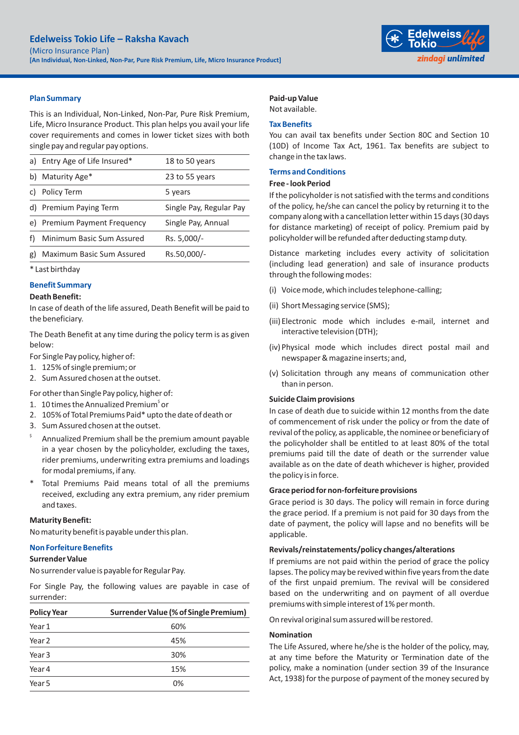# Edelweiss Tokio Life – Raksha Kavach

(Micro Insurance Plan)

**[An Individual, Non-Linked, Non-Par, Pure Risk Premium, Life, Micro Insurance Product]**

## Plan Summary

This is an Individual, Non-Linked, Non-Par, Pure Risk Premium, Life, Micro Insurance Product. This plan helps you avail your life cover requirements and comes in lower ticket sizes with both single pay and regular pay options.

| | |
|---|---|
| a) Entry Age of Life Insured* | 18 to 50 years |
| b) Maturity Age* | 23 to 55 years |
| c) Policy Term | 5 years |
| d) Premium Paying Term | Single Pay, Regular Pay |
| e) Premium Payment Frequency | Single Pay, Annual |
| f) Minimum Basic Sum Assured | Rs. 5,000/- |
| g) Maximum Basic Sum Assured | Rs.50,000/- |

* Last birthday

## Benefit Summary

**Death Benefit:**

In case of death of the life assured, Death Benefit will be paid to the beneficiary.

The Death Benefit at any time during the policy term is as given below:

For Single Pay policy, higher of:

1. 125% of single premium; or
2. Sum Assured chosen at the outset.

For other than Single Pay policy, higher of:

1. 10 times the Annualized Premium[$] or
2. 105% of Total Premiums Paid* upto the date of death or
3. Sum Assured chosen at the outset.

$ Annualized Premium shall be the premium amount payable in a year chosen by the policyholder, excluding the taxes, rider premiums, underwriting extra premiums and loadings for modal premiums, if any.

* Total Premiums Paid means total of all the premiums received, excluding any extra premium, any rider premium and taxes.

**Maturity Benefit:**

No maturity benefit is payable under this plan.

## Non Forfeiture Benefits

**Surrender Value**

No surrender value is payable for Regular Pay.

For Single Pay, the following values are payable in case of surrender:

| Policy Year | Surrender Value (% of Single Premium) |
|---|---|
| Year 1 | 60% |
| Year 2 | 45% |
| Year 3 | 30% |
| Year 4 | 15% |
| Year 5 | 0% |

**Paid-up Value**

Not available.

## Tax Benefits

You can avail tax benefits under Section 80C and Section 10 (10D) of Income Tax Act, 1961. Tax benefits are subject to change in the tax laws.

## Terms and Conditions

**Free - look Period**

If the policyholder is not satisfied with the terms and conditions of the policy, he/she can cancel the policy by returning it to the company along with a cancellation letter within 15 days (30 days for distance marketing) of receipt of policy. Premium paid by policyholder will be refunded after deducting stamp duty.

Distance marketing includes every activity of solicitation (including lead generation) and sale of insurance products through the following modes:

(i) Voice mode, which includes telephone-calling;

(ii) Short Messaging service (SMS);

(iii) Electronic mode which includes e-mail, internet and interactive television (DTH);

(iv) Physical mode which includes direct postal mail and newspaper & magazine inserts; and,

(v) Solicitation through any means of communication other than in person.

**Suicide Claim provisions**

In case of death due to suicide within 12 months from the date of commencement of risk under the policy or from the date of revival of the policy, as applicable, the nominee or beneficiary of the policyholder shall be entitled to at least 80% of the total premiums paid till the date of death or the surrender value available as on the date of death whichever is higher, provided the policy is in force.

**Grace period for non-forfeiture provisions**

Grace period is 30 days. The policy will remain in force during the grace period. If a premium is not paid for 30 days from the date of payment, the policy will lapse and no benefits will be applicable.

**Revivals/reinstatements/policy changes/alterations**

If premiums are not paid within the period of grace the policy lapses. The policy may be revived within five years from the date of the first unpaid premium. The revival will be considered based on the underwriting and on payment of all overdue premiums with simple interest of 1% per month.

On revival original sum assured will be restored.

**Nomination**

The Life Assured, where he/she is the holder of the policy, may, at any time before the Maturity or Termination date of the policy, make a nomination (under section 39 of the Insurance Act, 1938) for the purpose of payment of the money secured by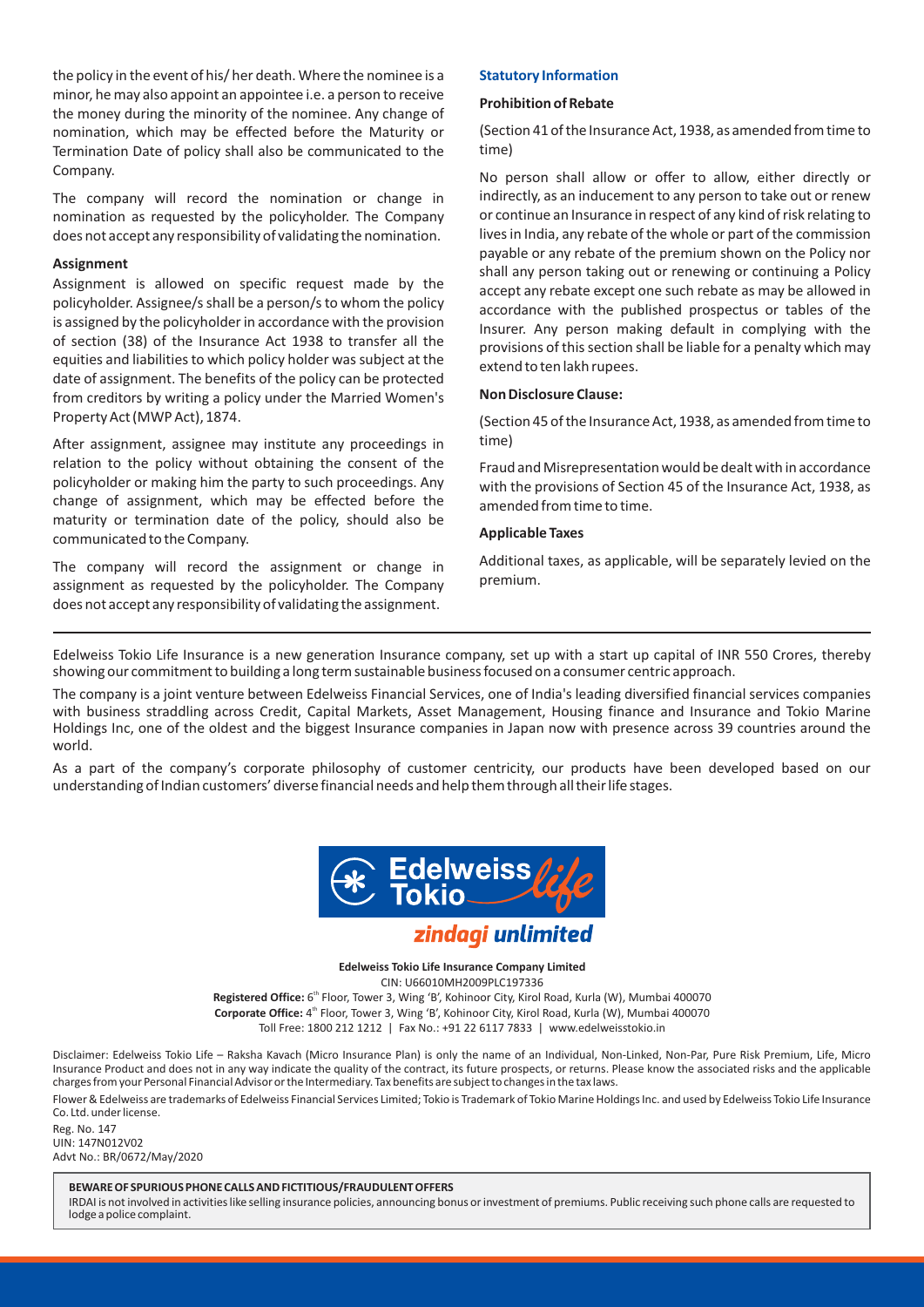the policy in the event of his/ her death. Where the nominee is a minor, he may also appoint an appointee i.e. a person to receive the money during the minority of the nominee. Any change of nomination, which may be effected before the Maturity or Termination Date of policy shall also be communicated to the Company.

The company will record the nomination or change in nomination as requested by the policyholder. The Company does not accept any responsibility of validating the nomination.

**Assignment**

Assignment is allowed on specific request made by the policyholder. Assignee/s shall be a person/s to whom the policy is assigned by the policyholder in accordance with the provision of section (38) of the Insurance Act 1938 to transfer all the equities and liabilities to which policy holder was subject at the date of assignment. The benefits of the policy can be protected from creditors by writing a policy under the Married Women's Property Act (MWP Act), 1874.

After assignment, assignee may institute any proceedings in relation to the policy without obtaining the consent of the policyholder or making him the party to such proceedings. Any change of assignment, which may be effected before the maturity or termination date of the policy, should also be communicated to the Company.

The company will record the assignment or change in assignment as requested by the policyholder. The Company does not accept any responsibility of validating the assignment.

## Statutory Information

**Prohibition of Rebate**

(Section 41 of the Insurance Act, 1938, as amended from time to time)

No person shall allow or offer to allow, either directly or indirectly, as an inducement to any person to take out or renew or continue an Insurance in respect of any kind of risk relating to lives in India, any rebate of the whole or part of the commission payable or any rebate of the premium shown on the Policy nor shall any person taking out or renewing or continuing a Policy accept any rebate except one such rebate as may be allowed in accordance with the published prospectus or tables of the Insurer. Any person making default in complying with the provisions of this section shall be liable for a penalty which may extend to ten lakh rupees.

**Non Disclosure Clause:**

(Section 45 of the Insurance Act, 1938, as amended from time to time)

Fraud and Misrepresentation would be dealt with in accordance with the provisions of Section 45 of the Insurance Act, 1938, as amended from time to time.

**Applicable Taxes**

Additional taxes, as applicable, will be separately levied on the premium.

---

Edelweiss Tokio Life Insurance is a new generation Insurance company, set up with a start up capital of INR 550 Crores, thereby showing our commitment to building a long term sustainable business focused on a consumer centric approach.

The company is a joint venture between Edelweiss Financial Services, one of India's leading diversified financial services companies with business straddling across Credit, Capital Markets, Asset Management, Housing finance and Insurance and Tokio Marine Holdings Inc, one of the oldest and the biggest Insurance companies in Japan now with presence across 39 countries around the world.

As a part of the company's corporate philosophy of customer centricity, our products have been developed based on our understanding of Indian customers' diverse financial needs and help them through all their life stages.

Edelweiss Tokio life

*zindagi unlimited*

**Edelweiss Tokio Life Insurance Company Limited**
CIN: U66010MH2009PLC197336
**Registered Office:** 6th Floor, Tower 3, Wing 'B', Kohinoor City, Kirol Road, Kurla (W), Mumbai 400070
**Corporate Office:** 4th Floor, Tower 3, Wing 'B', Kohinoor City, Kirol Road, Kurla (W), Mumbai 400070
Toll Free: 1800 212 1212 | Fax No.: +91 22 6117 7833 | www.edelweisstokio.in

Disclaimer: Edelweiss Tokio Life – Raksha Kavach (Micro Insurance Plan) is only the name of an Individual, Non-Linked, Non-Par, Pure Risk Premium, Life, Micro Insurance Product and does not in any way indicate the quality of the contract, its future prospects, or returns. Please know the associated risks and the applicable charges from your Personal Financial Advisor or the Intermediary. Tax benefits are subject to changes in the tax laws.

Flower & Edelweiss are trademarks of Edelweiss Financial Services Limited; Tokio is Trademark of Tokio Marine Holdings Inc. and used by Edelweiss Tokio Life Insurance Co. Ltd. under license.

Reg. No. 147
UIN: 147N012V02
Advt No.: BR/0672/May/2020

**BEWARE OF SPURIOUS PHONE CALLS AND FICTITIOUS/FRAUDULENT OFFERS**
IRDAI is not involved in activities like selling insurance policies, announcing bonus or investment of premiums. Public receiving such phone calls are requested to lodge a police complaint.